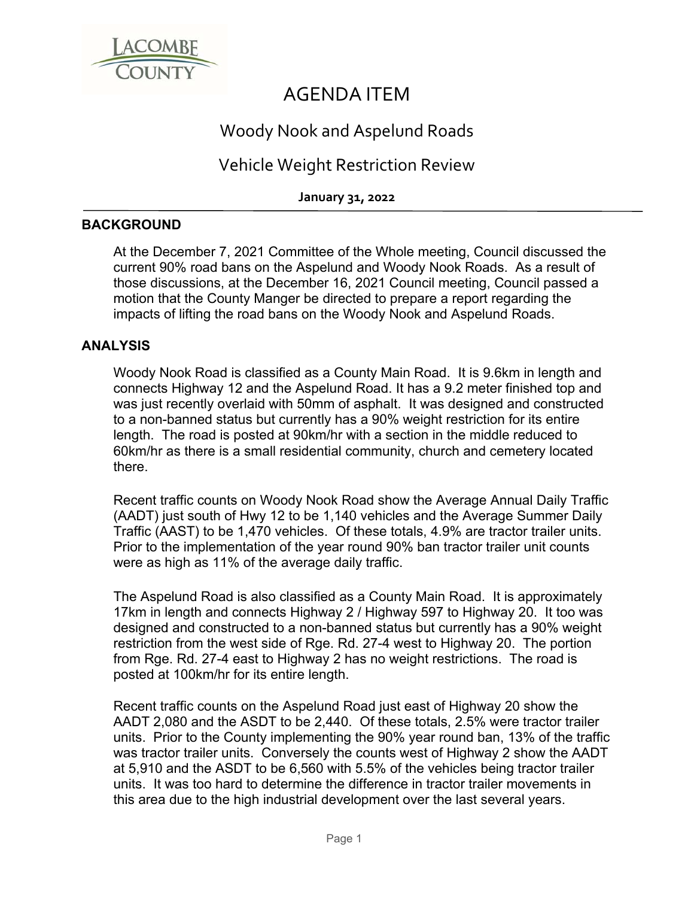# AGENDA ITEM

## Woody Nook and Aspelund Roads

## Vehicle Weight Restriction Review

**January 31, 2022**

---

### BACKGROUND

At the December 7, 2021 Committee of the Whole meeting, Council discussed the current 90% road bans on the Aspelund and Woody Nook Roads. As a result of those discussions, at the December 16, 2021 Council meeting, Council passed a motion that the County Manger be directed to prepare a report regarding the impacts of lifting the road bans on the Woody Nook and Aspelund Roads.

### ANALYSIS

Woody Nook Road is classified as a County Main Road. It is 9.6km in length and connects Highway 12 and the Aspelund Road. It has a 9.2 meter finished top and was just recently overlaid with 50mm of asphalt. It was designed and constructed to a non-banned status but currently has a 90% weight restriction for its entire length. The road is posted at 90km/hr with a section in the middle reduced to 60km/hr as there is a small residential community, church and cemetery located there.

Recent traffic counts on Woody Nook Road show the Average Annual Daily Traffic (AADT) just south of Hwy 12 to be 1,140 vehicles and the Average Summer Daily Traffic (AAST) to be 1,470 vehicles. Of these totals, 4.9% are tractor trailer units. Prior to the implementation of the year round 90% ban tractor trailer unit counts were as high as 11% of the average daily traffic.

The Aspelund Road is also classified as a County Main Road. It is approximately 17km in length and connects Highway 2 / Highway 597 to Highway 20. It too was designed and constructed to a non-banned status but currently has a 90% weight restriction from the west side of Rge. Rd. 27-4 west to Highway 20. The portion from Rge. Rd. 27-4 east to Highway 2 has no weight restrictions. The road is posted at 100km/hr for its entire length.

Recent traffic counts on the Aspelund Road just east of Highway 20 show the AADT 2,080 and the ASDT to be 2,440. Of these totals, 2.5% were tractor trailer units. Prior to the County implementing the 90% year round ban, 13% of the traffic was tractor trailer units. Conversely the counts west of Highway 2 show the AADT at 5,910 and the ASDT to be 6,560 with 5.5% of the vehicles being tractor trailer units. It was too hard to determine the difference in tractor trailer movements in this area due to the high industrial development over the last several years.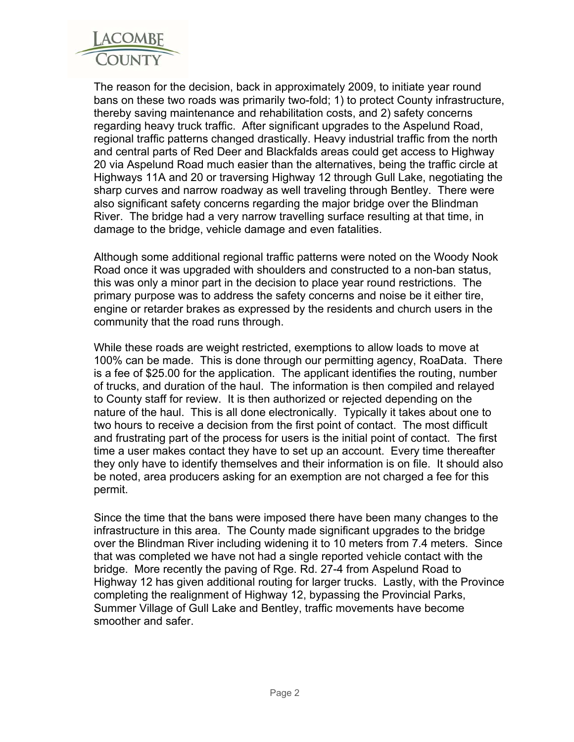The reason for the decision, back in approximately 2009, to initiate year round bans on these two roads was primarily two-fold; 1) to protect County infrastructure, thereby saving maintenance and rehabilitation costs, and 2) safety concerns regarding heavy truck traffic. After significant upgrades to the Aspelund Road, regional traffic patterns changed drastically. Heavy industrial traffic from the north and central parts of Red Deer and Blackfalds areas could get access to Highway 20 via Aspelund Road much easier than the alternatives, being the traffic circle at Highways 11A and 20 or traversing Highway 12 through Gull Lake, negotiating the sharp curves and narrow roadway as well traveling through Bentley. There were also significant safety concerns regarding the major bridge over the Blindman River. The bridge had a very narrow travelling surface resulting at that time, in damage to the bridge, vehicle damage and even fatalities.

Although some additional regional traffic patterns were noted on the Woody Nook Road once it was upgraded with shoulders and constructed to a non-ban status, this was only a minor part in the decision to place year round restrictions. The primary purpose was to address the safety concerns and noise be it either tire, engine or retarder brakes as expressed by the residents and church users in the community that the road runs through.

While these roads are weight restricted, exemptions to allow loads to move at 100% can be made. This is done through our permitting agency, RoaData. There is a fee of $25.00 for the application. The applicant identifies the routing, number of trucks, and duration of the haul. The information is then compiled and relayed to County staff for review. It is then authorized or rejected depending on the nature of the haul. This is all done electronically. Typically it takes about one to two hours to receive a decision from the first point of contact. The most difficult and frustrating part of the process for users is the initial point of contact. The first time a user makes contact they have to set up an account. Every time thereafter they only have to identify themselves and their information is on file. It should also be noted, area producers asking for an exemption are not charged a fee for this permit.

Since the time that the bans were imposed there have been many changes to the infrastructure in this area. The County made significant upgrades to the bridge over the Blindman River including widening it to 10 meters from 7.4 meters. Since that was completed we have not had a single reported vehicle contact with the bridge. More recently the paving of Rge. Rd. 27-4 from Aspelund Road to Highway 12 has given additional routing for larger trucks. Lastly, with the Province completing the realignment of Highway 12, bypassing the Provincial Parks, Summer Village of Gull Lake and Bentley, traffic movements have become smoother and safer.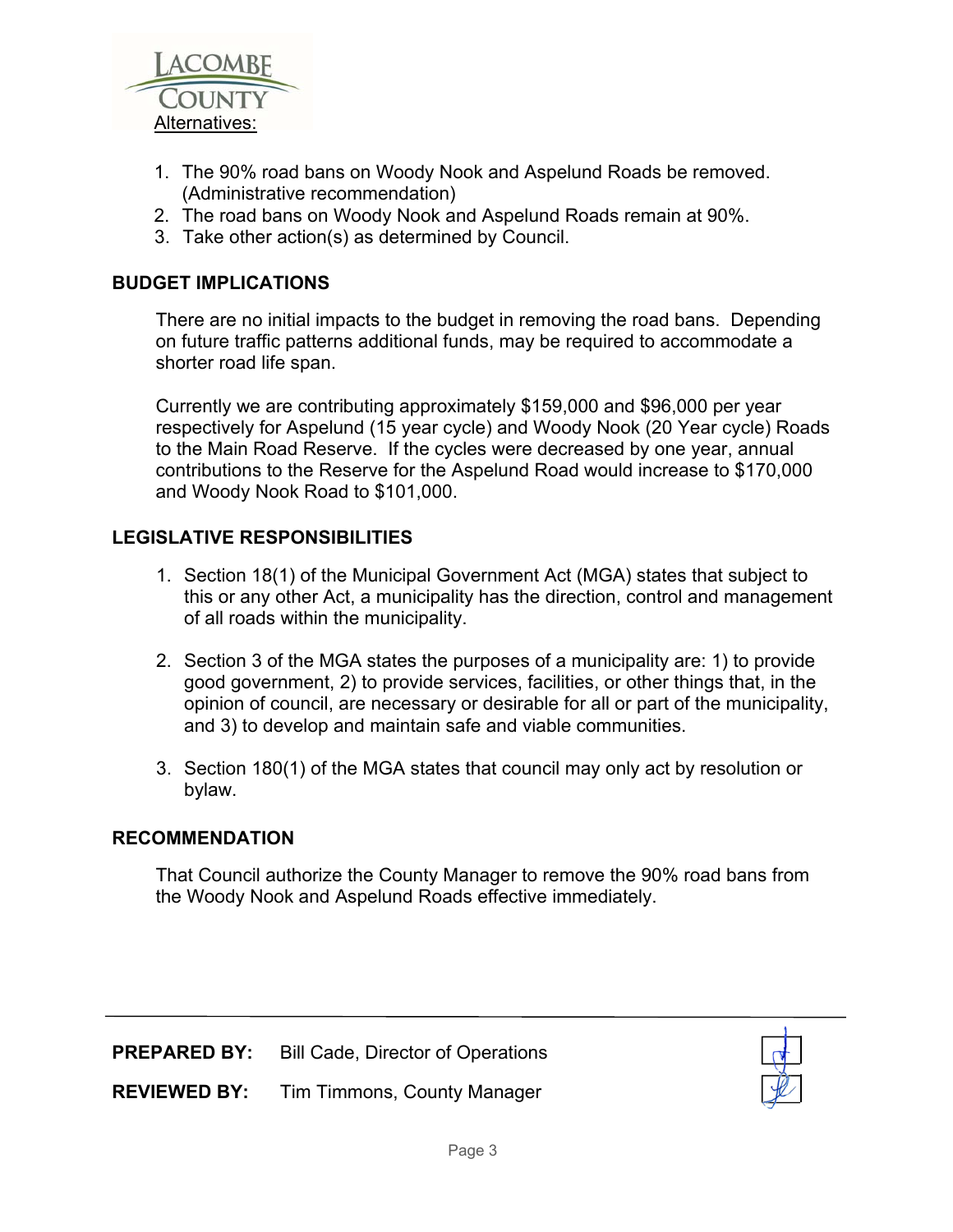Alternatives:

1. The 90% road bans on Woody Nook and Aspelund Roads be removed. (Administrative recommendation)
2. The road bans on Woody Nook and Aspelund Roads remain at 90%.
3. Take other action(s) as determined by Council.

## BUDGET IMPLICATIONS

There are no initial impacts to the budget in removing the road bans. Depending on future traffic patterns additional funds, may be required to accommodate a shorter road life span.

Currently we are contributing approximately $159,000 and $96,000 per year respectively for Aspelund (15 year cycle) and Woody Nook (20 Year cycle) Roads to the Main Road Reserve. If the cycles were decreased by one year, annual contributions to the Reserve for the Aspelund Road would increase to $170,000 and Woody Nook Road to $101,000.

## LEGISLATIVE RESPONSIBILITIES

1. Section 18(1) of the Municipal Government Act (MGA) states that subject to this or any other Act, a municipality has the direction, control and management of all roads within the municipality.

2. Section 3 of the MGA states the purposes of a municipality are: 1) to provide good government, 2) to provide services, facilities, or other things that, in the opinion of council, are necessary or desirable for all or part of the municipality, and 3) to develop and maintain safe and viable communities.

3. Section 180(1) of the MGA states that council may only act by resolution or bylaw.

## RECOMMENDATION

That Council authorize the County Manager to remove the 90% road bans from the Woody Nook and Aspelund Roads effective immediately.

---

**PREPARED BY:** Bill Cade, Director of Operations

**REVIEWED BY:** Tim Timmons, County Manager